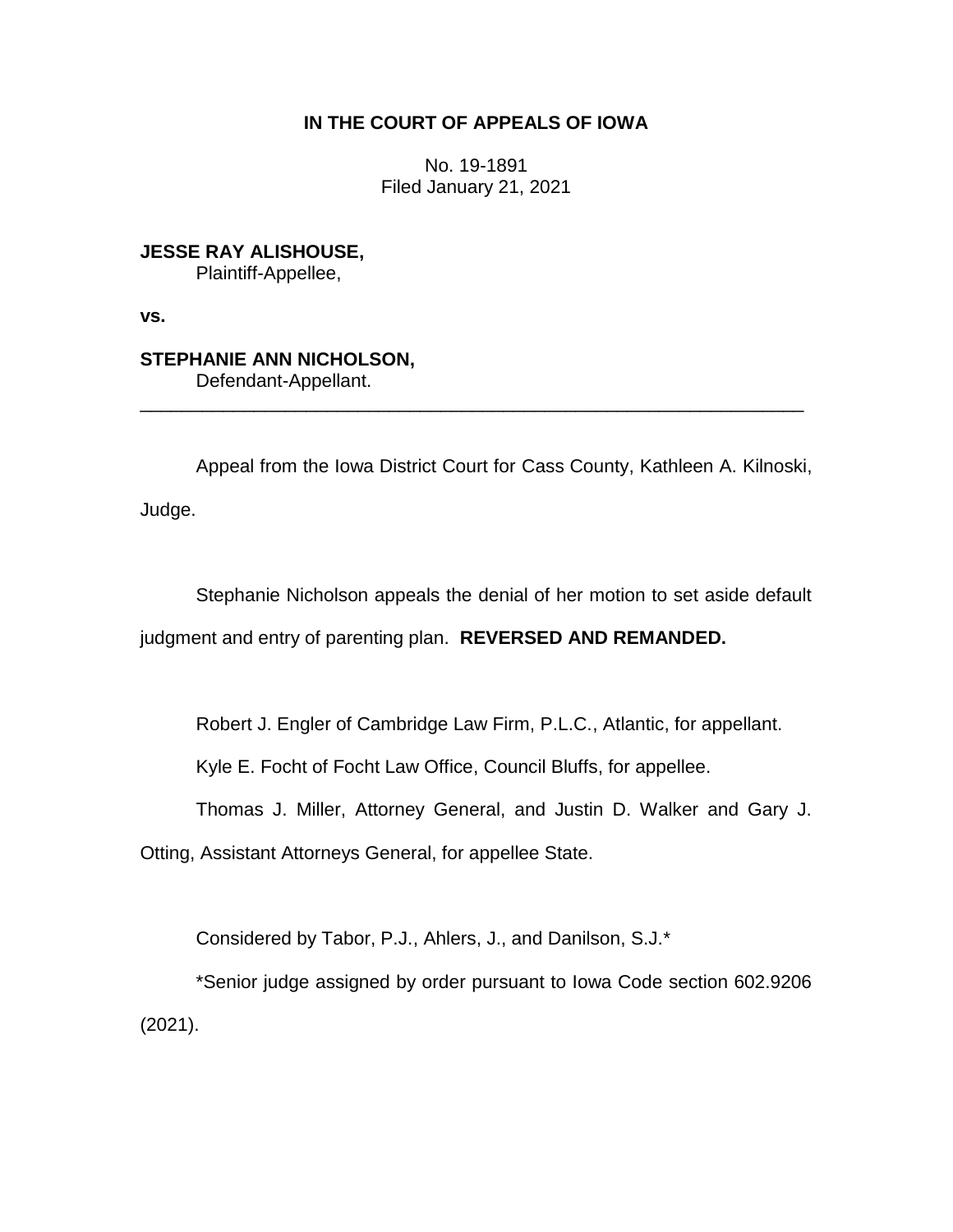**IN THE COURT OF APPEALS OF IOWA**

No. 19-1891
Filed January 21, 2021

**JESSE RAY ALISHOUSE,**
Plaintiff-Appellee,

**vs.**

**STEPHANIE ANN NICHOLSON,**
Defendant-Appellant.

---

Appeal from the Iowa District Court for Cass County, Kathleen A. Kilnoski, Judge.

Stephanie Nicholson appeals the denial of her motion to set aside default judgment and entry of parenting plan. **REVERSED AND REMANDED.**

Robert J. Engler of Cambridge Law Firm, P.L.C., Atlantic, for appellant.

Kyle E. Focht of Focht Law Office, Council Bluffs, for appellee.

Thomas J. Miller, Attorney General, and Justin D. Walker and Gary J. Otting, Assistant Attorneys General, for appellee State.

Considered by Tabor, P.J., Ahlers, J., and Danilson, S.J.*

*Senior judge assigned by order pursuant to Iowa Code section 602.9206 (2021).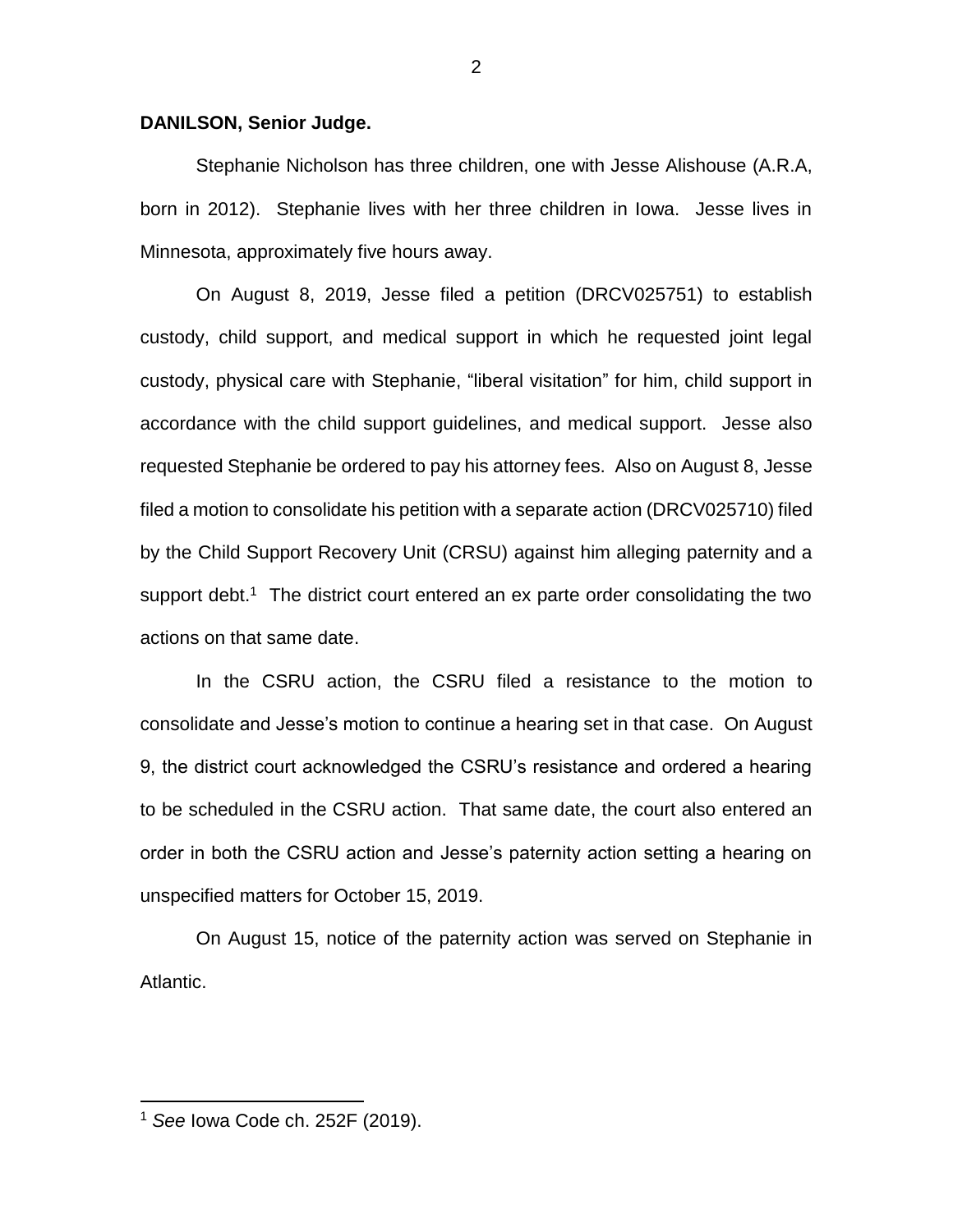**DANILSON, Senior Judge.**

Stephanie Nicholson has three children, one with Jesse Alishouse (A.R.A, born in 2012). Stephanie lives with her three children in Iowa. Jesse lives in Minnesota, approximately five hours away.

On August 8, 2019, Jesse filed a petition (DRCV025751) to establish custody, child support, and medical support in which he requested joint legal custody, physical care with Stephanie, "liberal visitation" for him, child support in accordance with the child support guidelines, and medical support. Jesse also requested Stephanie be ordered to pay his attorney fees. Also on August 8, Jesse filed a motion to consolidate his petition with a separate action (DRCV025710) filed by the Child Support Recovery Unit (CRSU) against him alleging paternity and a support debt.[1] The district court entered an ex parte order consolidating the two actions on that same date.

In the CSRU action, the CSRU filed a resistance to the motion to consolidate and Jesse's motion to continue a hearing set in that case. On August 9, the district court acknowledged the CSRU's resistance and ordered a hearing to be scheduled in the CSRU action. That same date, the court also entered an order in both the CSRU action and Jesse's paternity action setting a hearing on unspecified matters for October 15, 2019.

On August 15, notice of the paternity action was served on Stephanie in Atlantic.

---

[1] *See* Iowa Code ch. 252F (2019).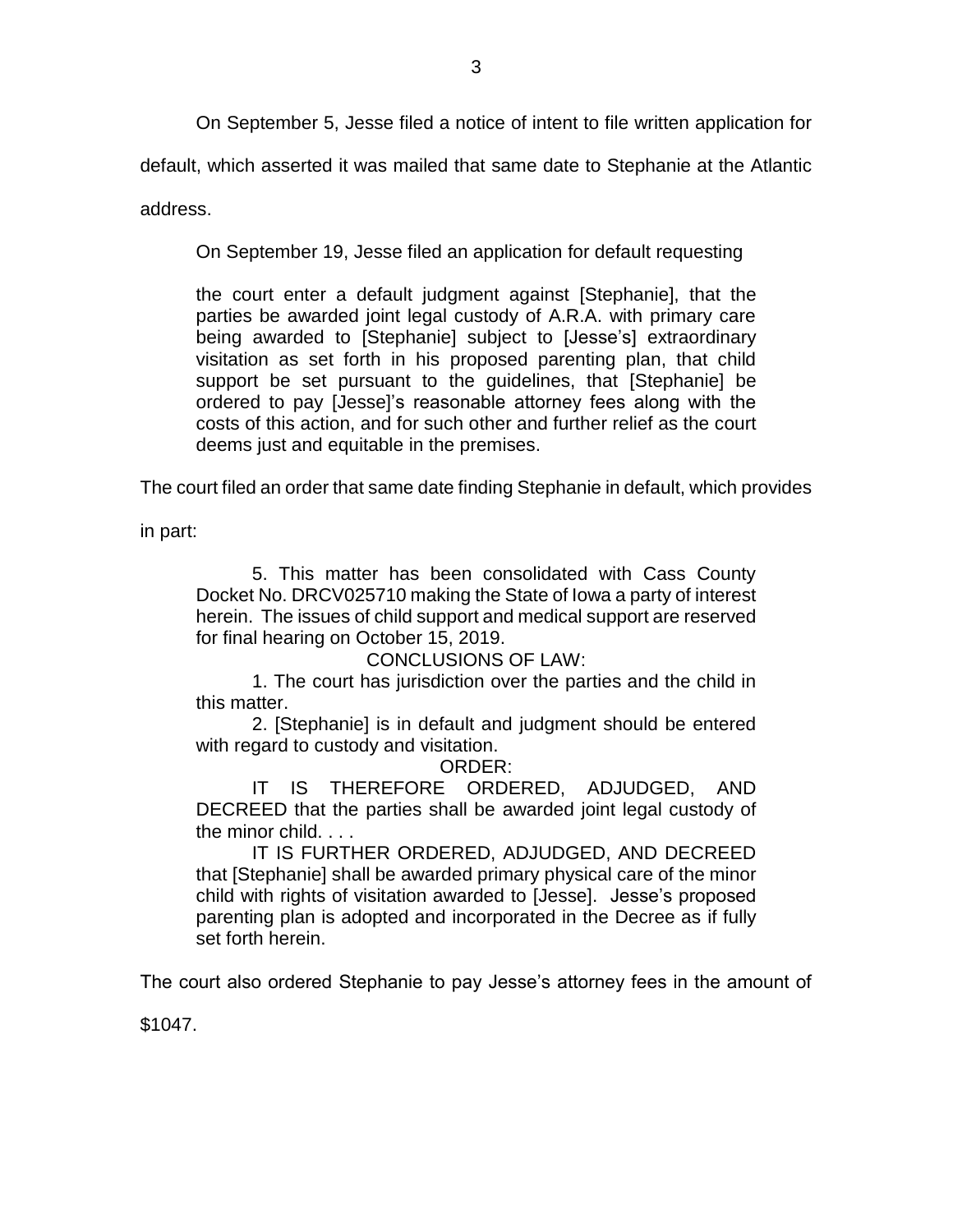On September 5, Jesse filed a notice of intent to file written application for default, which asserted it was mailed that same date to Stephanie at the Atlantic address.

On September 19, Jesse filed an application for default requesting

> the court enter a default judgment against [Stephanie], that the parties be awarded joint legal custody of A.R.A. with primary care being awarded to [Stephanie] subject to [Jesse's] extraordinary visitation as set forth in his proposed parenting plan, that child support be set pursuant to the guidelines, that [Stephanie] be ordered to pay [Jesse]'s reasonable attorney fees along with the costs of this action, and for such other and further relief as the court deems just and equitable in the premises.

The court filed an order that same date finding Stephanie in default, which provides in part:

> 5. This matter has been consolidated with Cass County Docket No. DRCV025710 making the State of Iowa a party of interest herein. The issues of child support and medical support are reserved for final hearing on October 15, 2019.
>
> CONCLUSIONS OF LAW:
>
> 1. The court has jurisdiction over the parties and the child in this matter.
>
> 2. [Stephanie] is in default and judgment should be entered with regard to custody and visitation.
>
> ORDER:
>
> IT IS THEREFORE ORDERED, ADJUDGED, AND DECREED that the parties shall be awarded joint legal custody of the minor child. . . .
>
> IT IS FURTHER ORDERED, ADJUDGED, AND DECREED that [Stephanie] shall be awarded primary physical care of the minor child with rights of visitation awarded to [Jesse]. Jesse's proposed parenting plan is adopted and incorporated in the Decree as if fully set forth herein.

The court also ordered Stephanie to pay Jesse's attorney fees in the amount of $1047.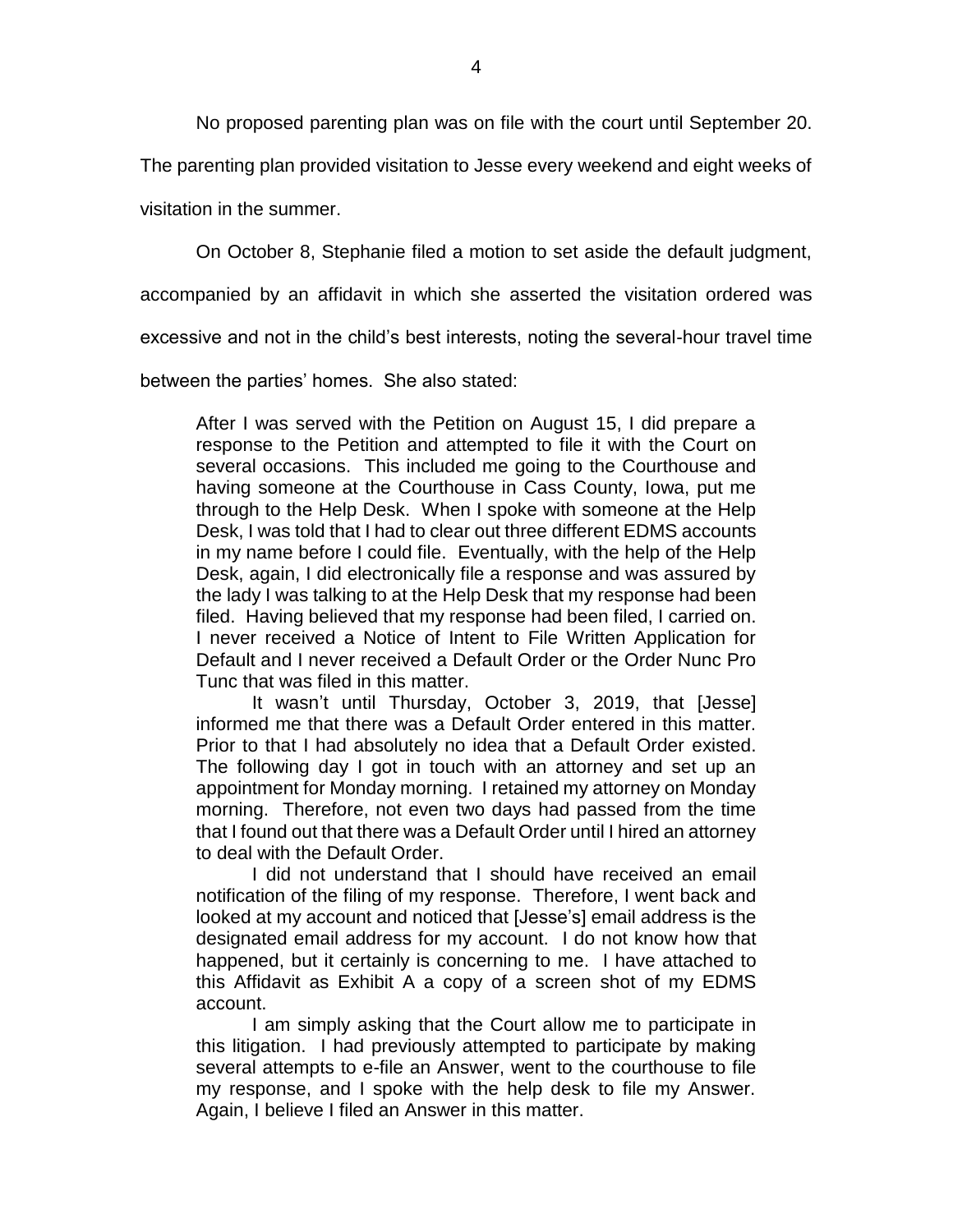No proposed parenting plan was on file with the court until September 20. The parenting plan provided visitation to Jesse every weekend and eight weeks of visitation in the summer.

On October 8, Stephanie filed a motion to set aside the default judgment, accompanied by an affidavit in which she asserted the visitation ordered was excessive and not in the child's best interests, noting the several-hour travel time between the parties' homes. She also stated:

> After I was served with the Petition on August 15, I did prepare a response to the Petition and attempted to file it with the Court on several occasions. This included me going to the Courthouse and having someone at the Courthouse in Cass County, Iowa, put me through to the Help Desk. When I spoke with someone at the Help Desk, I was told that I had to clear out three different EDMS accounts in my name before I could file. Eventually, with the help of the Help Desk, again, I did electronically file a response and was assured by the lady I was talking to at the Help Desk that my response had been filed. Having believed that my response had been filed, I carried on. I never received a Notice of Intent to File Written Application for Default and I never received a Default Order or the Order Nunc Pro Tunc that was filed in this matter.
>
> It wasn't until Thursday, October 3, 2019, that [Jesse] informed me that there was a Default Order entered in this matter. Prior to that I had absolutely no idea that a Default Order existed. The following day I got in touch with an attorney and set up an appointment for Monday morning. I retained my attorney on Monday morning. Therefore, not even two days had passed from the time that I found out that there was a Default Order until I hired an attorney to deal with the Default Order.
>
> I did not understand that I should have received an email notification of the filing of my response. Therefore, I went back and looked at my account and noticed that [Jesse's] email address is the designated email address for my account. I do not know how that happened, but it certainly is concerning to me. I have attached to this Affidavit as Exhibit A a copy of a screen shot of my EDMS account.
>
> I am simply asking that the Court allow me to participate in this litigation. I had previously attempted to participate by making several attempts to e-file an Answer, went to the courthouse to file my response, and I spoke with the help desk to file my Answer. Again, I believe I filed an Answer in this matter.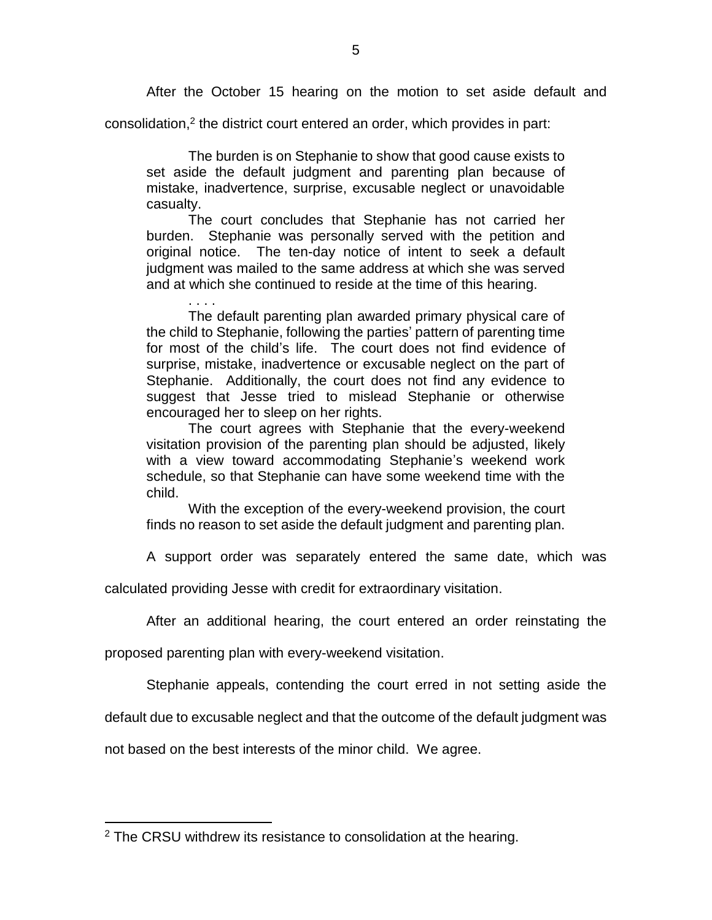After the October 15 hearing on the motion to set aside default and consolidation,[2] the district court entered an order, which provides in part:

> The burden is on Stephanie to show that good cause exists to set aside the default judgment and parenting plan because of mistake, inadvertence, surprise, excusable neglect or unavoidable casualty.
>
> The court concludes that Stephanie has not carried her burden. Stephanie was personally served with the petition and original notice. The ten-day notice of intent to seek a default judgment was mailed to the same address at which she was served and at which she continued to reside at the time of this hearing.
>
> . . . .
>
> The default parenting plan awarded primary physical care of the child to Stephanie, following the parties' pattern of parenting time for most of the child's life. The court does not find evidence of surprise, mistake, inadvertence or excusable neglect on the part of Stephanie. Additionally, the court does not find any evidence to suggest that Jesse tried to mislead Stephanie or otherwise encouraged her to sleep on her rights.
>
> The court agrees with Stephanie that the every-weekend visitation provision of the parenting plan should be adjusted, likely with a view toward accommodating Stephanie's weekend work schedule, so that Stephanie can have some weekend time with the child.
>
> With the exception of the every-weekend provision, the court finds no reason to set aside the default judgment and parenting plan.

A support order was separately entered the same date, which was calculated providing Jesse with credit for extraordinary visitation.

After an additional hearing, the court entered an order reinstating the proposed parenting plan with every-weekend visitation.

Stephanie appeals, contending the court erred in not setting aside the default due to excusable neglect and that the outcome of the default judgment was not based on the best interests of the minor child. We agree.

[2] The CRSU withdrew its resistance to consolidation at the hearing.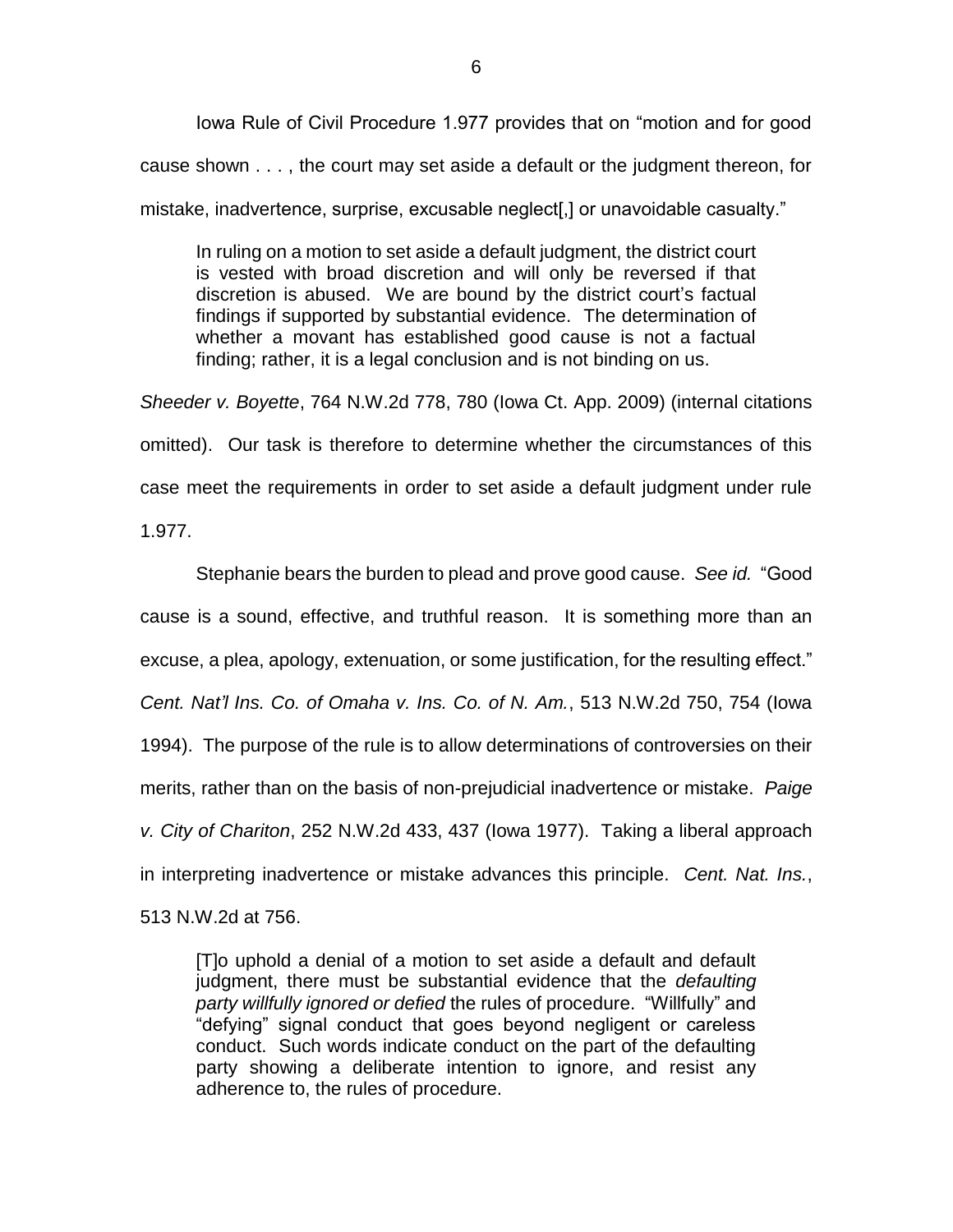Iowa Rule of Civil Procedure 1.977 provides that on "motion and for good cause shown . . . , the court may set aside a default or the judgment thereon, for mistake, inadvertence, surprise, excusable neglect[,] or unavoidable casualty."

> In ruling on a motion to set aside a default judgment, the district court is vested with broad discretion and will only be reversed if that discretion is abused. We are bound by the district court's factual findings if supported by substantial evidence. The determination of whether a movant has established good cause is not a factual finding; rather, it is a legal conclusion and is not binding on us.

*Sheeder v. Boyette*, 764 N.W.2d 778, 780 (Iowa Ct. App. 2009) (internal citations omitted). Our task is therefore to determine whether the circumstances of this case meet the requirements in order to set aside a default judgment under rule 1.977.

Stephanie bears the burden to plead and prove good cause. *See id.* "Good cause is a sound, effective, and truthful reason. It is something more than an excuse, a plea, apology, extenuation, or some justification, for the resulting effect." *Cent. Nat'l Ins. Co. of Omaha v. Ins. Co. of N. Am.*, 513 N.W.2d 750, 754 (Iowa 1994). The purpose of the rule is to allow determinations of controversies on their merits, rather than on the basis of non-prejudicial inadvertence or mistake. *Paige v. City of Chariton*, 252 N.W.2d 433, 437 (Iowa 1977). Taking a liberal approach in interpreting inadvertence or mistake advances this principle. *Cent. Nat. Ins.*, 513 N.W.2d at 756.

> [T]o uphold a denial of a motion to set aside a default and default judgment, there must be substantial evidence that the *defaulting party willfully ignored or defied* the rules of procedure. "Willfully" and "defying" signal conduct that goes beyond negligent or careless conduct. Such words indicate conduct on the part of the defaulting party showing a deliberate intention to ignore, and resist any adherence to, the rules of procedure.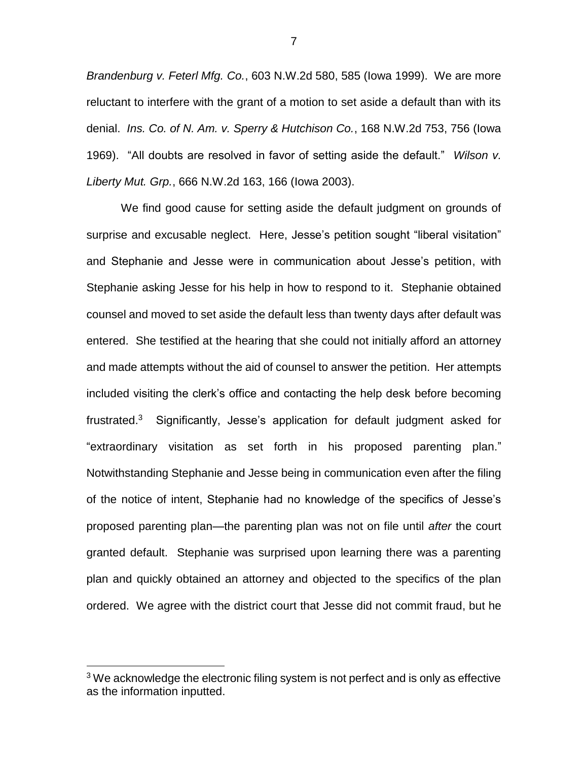*Brandenburg v. Feterl Mfg. Co.*, 603 N.W.2d 580, 585 (Iowa 1999). We are more reluctant to interfere with the grant of a motion to set aside a default than with its denial. *Ins. Co. of N. Am. v. Sperry & Hutchison Co.*, 168 N.W.2d 753, 756 (Iowa 1969). "All doubts are resolved in favor of setting aside the default." *Wilson v. Liberty Mut. Grp.*, 666 N.W.2d 163, 166 (Iowa 2003).

We find good cause for setting aside the default judgment on grounds of surprise and excusable neglect. Here, Jesse's petition sought "liberal visitation" and Stephanie and Jesse were in communication about Jesse's petition, with Stephanie asking Jesse for his help in how to respond to it. Stephanie obtained counsel and moved to set aside the default less than twenty days after default was entered. She testified at the hearing that she could not initially afford an attorney and made attempts without the aid of counsel to answer the petition. Her attempts included visiting the clerk's office and contacting the help desk before becoming frustrated.[3] Significantly, Jesse's application for default judgment asked for "extraordinary visitation as set forth in his proposed parenting plan." Notwithstanding Stephanie and Jesse being in communication even after the filing of the notice of intent, Stephanie had no knowledge of the specifics of Jesse's proposed parenting plan—the parenting plan was not on file until *after* the court granted default. Stephanie was surprised upon learning there was a parenting plan and quickly obtained an attorney and objected to the specifics of the plan ordered. We agree with the district court that Jesse did not commit fraud, but he

[3] We acknowledge the electronic filing system is not perfect and is only as effective as the information inputted.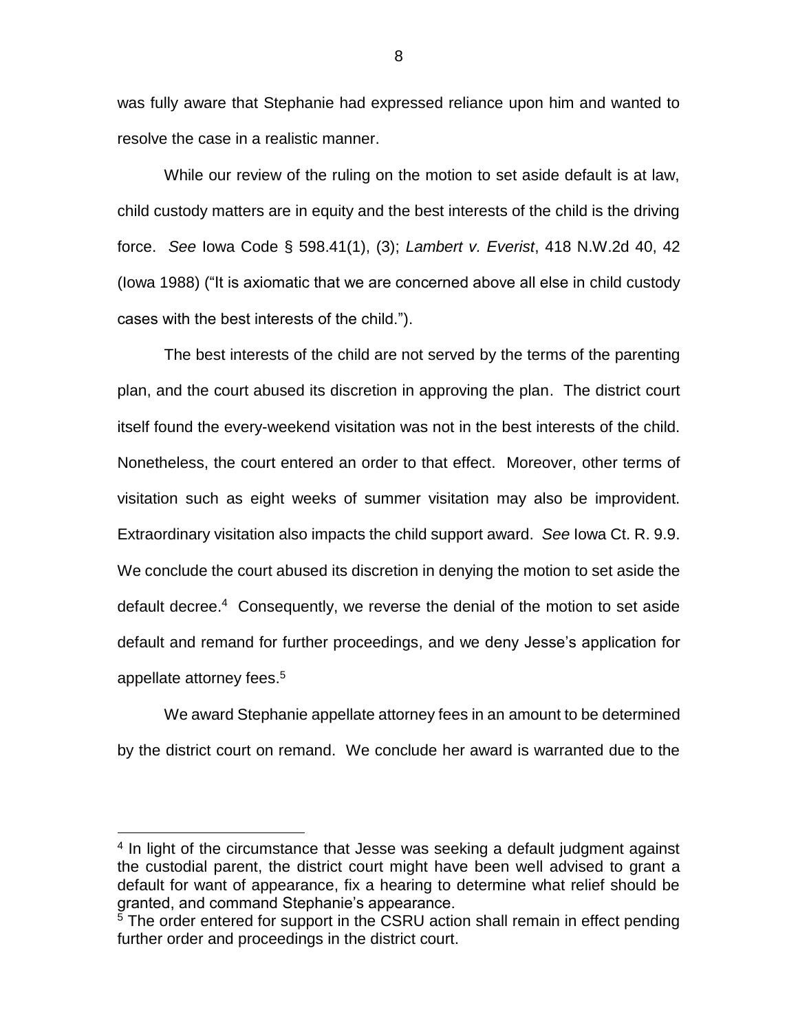was fully aware that Stephanie had expressed reliance upon him and wanted to resolve the case in a realistic manner.

While our review of the ruling on the motion to set aside default is at law, child custody matters are in equity and the best interests of the child is the driving force. *See* Iowa Code § 598.41(1), (3); *Lambert v. Everist*, 418 N.W.2d 40, 42 (Iowa 1988) ("It is axiomatic that we are concerned above all else in child custody cases with the best interests of the child.").

The best interests of the child are not served by the terms of the parenting plan, and the court abused its discretion in approving the plan. The district court itself found the every-weekend visitation was not in the best interests of the child. Nonetheless, the court entered an order to that effect. Moreover, other terms of visitation such as eight weeks of summer visitation may also be improvident. Extraordinary visitation also impacts the child support award. *See* Iowa Ct. R. 9.9. We conclude the court abused its discretion in denying the motion to set aside the default decree.[4] Consequently, we reverse the denial of the motion to set aside default and remand for further proceedings, and we deny Jesse's application for appellate attorney fees.[5]

We award Stephanie appellate attorney fees in an amount to be determined by the district court on remand. We conclude her award is warranted due to the

---

[4] In light of the circumstance that Jesse was seeking a default judgment against the custodial parent, the district court might have been well advised to grant a default for want of appearance, fix a hearing to determine what relief should be granted, and command Stephanie's appearance.

[5] The order entered for support in the CSRU action shall remain in effect pending further order and proceedings in the district court.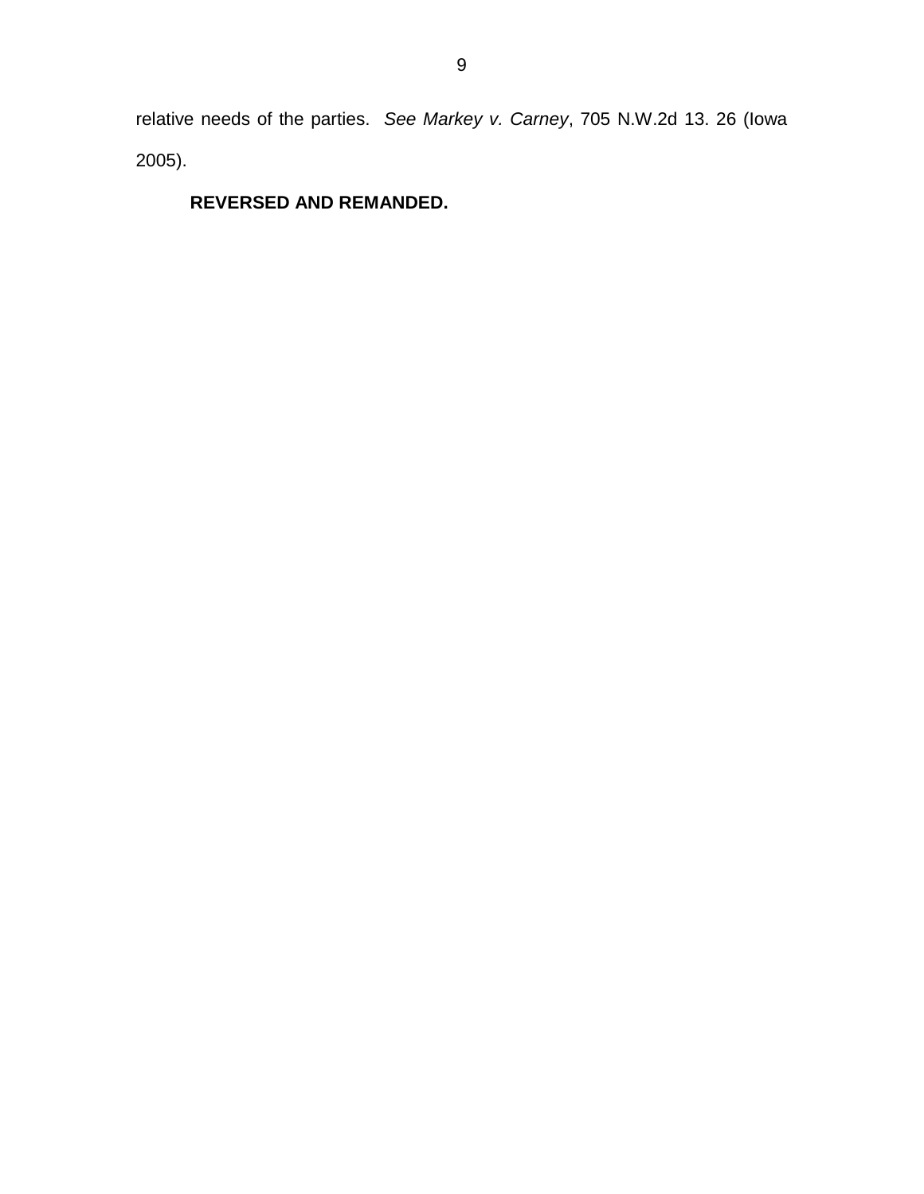relative needs of the parties. *See Markey v. Carney*, 705 N.W.2d 13. 26 (Iowa 2005).

**REVERSED AND REMANDED.**